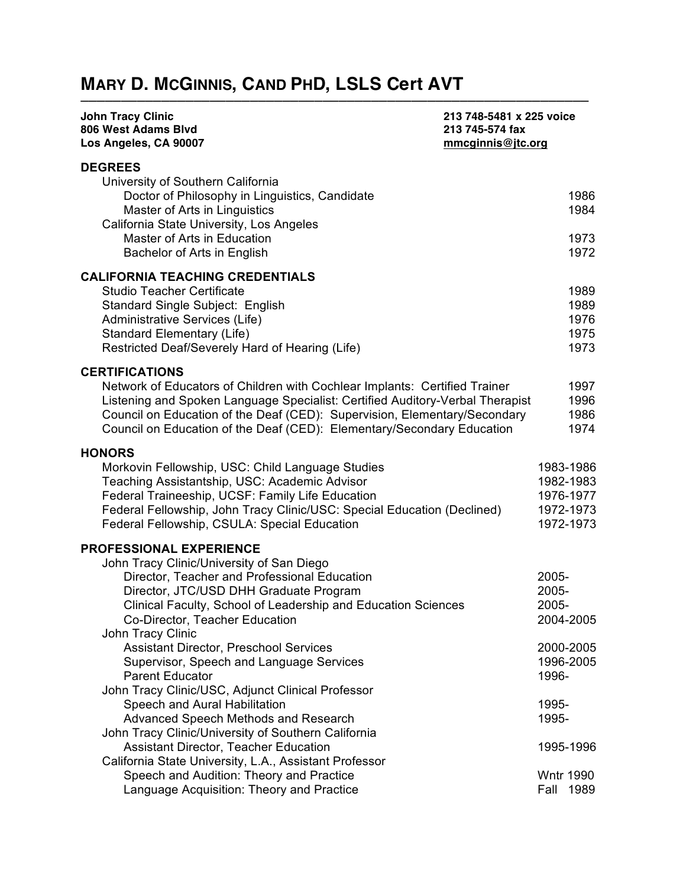# MARY D. MCGINNIS, CAND PHD, LSLS Cert AVT

**John Tracy Clinic**
**806 West Adams Blvd**
**Los Angeles, CA 90007**

**213 748-5481 x 225 voice**
**213 745-574 fax**
**mmcginnis@jtc.org**

## DEGREES

University of Southern California
- Doctor of Philosophy in Linguistics, Candidate — 1986
- Master of Arts in Linguistics — 1984

California State University, Los Angeles
- Master of Arts in Education — 1973
- Bachelor of Arts in English — 1972

## CALIFORNIA TEACHING CREDENTIALS

- Studio Teacher Certificate — 1989
- Standard Single Subject: English — 1989
- Administrative Services (Life) — 1976
- Standard Elementary (Life) — 1975
- Restricted Deaf/Severely Hard of Hearing (Life) — 1973

## CERTIFICATIONS

- Network of Educators of Children with Cochlear Implants: Certified Trainer — 1997
- Listening and Spoken Language Specialist: Certified Auditory-Verbal Therapist — 1996
- Council on Education of the Deaf (CED): Supervision, Elementary/Secondary — 1986
- Council on Education of the Deaf (CED): Elementary/Secondary Education — 1974

## HONORS

- Morkovin Fellowship, USC: Child Language Studies — 1983-1986
- Teaching Assistantship, USC: Academic Advisor — 1982-1983
- Federal Traineeship, UCSF: Family Life Education — 1976-1977
- Federal Fellowship, John Tracy Clinic/USC: Special Education (Declined) — 1972-1973
- Federal Fellowship, CSULA: Special Education — 1972-1973

## PROFESSIONAL EXPERIENCE

John Tracy Clinic/University of San Diego
- Director, Teacher and Professional Education — 2005-
- Director, JTC/USD DHH Graduate Program — 2005-
- Clinical Faculty, School of Leadership and Education Sciences — 2005-
- Co-Director, Teacher Education — 2004-2005

John Tracy Clinic
- Assistant Director, Preschool Services — 2000-2005
- Supervisor, Speech and Language Services — 1996-2005
- Parent Educator — 1996-

John Tracy Clinic/USC, Adjunct Clinical Professor
- Speech and Aural Habilitation — 1995-
- Advanced Speech Methods and Research — 1995-

John Tracy Clinic/University of Southern California
- Assistant Director, Teacher Education — 1995-1996

California State University, L.A., Assistant Professor
- Speech and Audition: Theory and Practice — Wntr 1990
- Language Acquisition: Theory and Practice — Fall 1989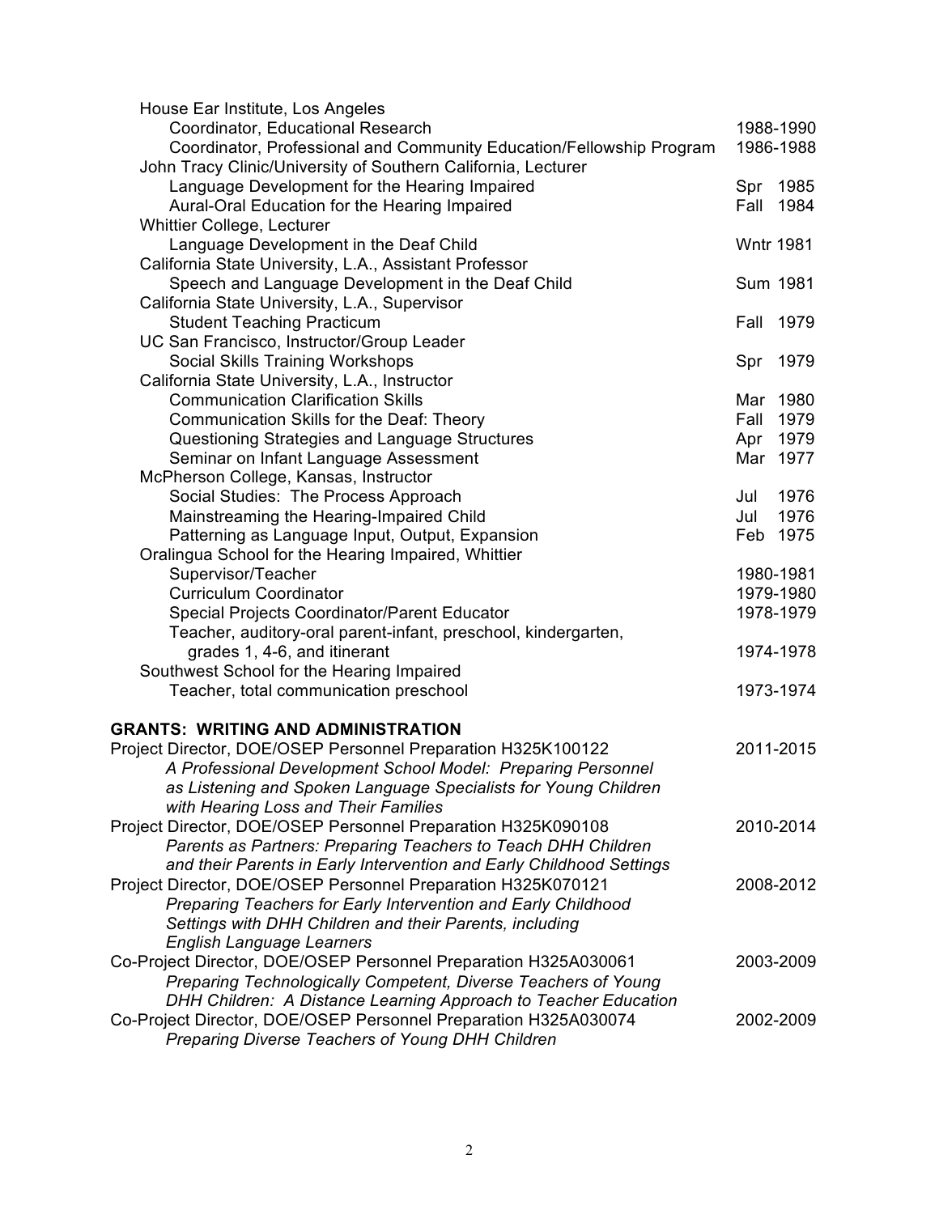House Ear Institute, Los Angeles
- Coordinator, Educational Research — 1988-1990
- Coordinator, Professional and Community Education/Fellowship Program — 1986-1988

John Tracy Clinic/University of Southern California, Lecturer
- Language Development for the Hearing Impaired — Spr 1985
- Aural-Oral Education for the Hearing Impaired — Fall 1984

Whittier College, Lecturer
- Language Development in the Deaf Child — Wntr 1981

California State University, L.A., Assistant Professor
- Speech and Language Development in the Deaf Child — Sum 1981

California State University, L.A., Supervisor
- Student Teaching Practicum — Fall 1979

UC San Francisco, Instructor/Group Leader
- Social Skills Training Workshops — Spr 1979

California State University, L.A., Instructor
- Communication Clarification Skills — Mar 1980
- Communication Skills for the Deaf: Theory — Fall 1979
- Questioning Strategies and Language Structures — Apr 1979
- Seminar on Infant Language Assessment — Mar 1977

McPherson College, Kansas, Instructor
- Social Studies: The Process Approach — Jul 1976
- Mainstreaming the Hearing-Impaired Child — Jul 1976
- Patterning as Language Input, Output, Expansion — Feb 1975

Oralingua School for the Hearing Impaired, Whittier
- Supervisor/Teacher — 1980-1981
- Curriculum Coordinator — 1979-1980
- Special Projects Coordinator/Parent Educator — 1978-1979
- Teacher, auditory-oral parent-infant, preschool, kindergarten, grades 1, 4-6, and itinerant — 1974-1978

Southwest School for the Hearing Impaired
- Teacher, total communication preschool — 1973-1974

## GRANTS: WRITING AND ADMINISTRATION

Project Director, DOE/OSEP Personnel Preparation H325K100122 — 2011-2015
*A Professional Development School Model: Preparing Personnel as Listening and Spoken Language Specialists for Young Children with Hearing Loss and Their Families*

Project Director, DOE/OSEP Personnel Preparation H325K090108 — 2010-2014
*Parents as Partners: Preparing Teachers to Teach DHH Children and their Parents in Early Intervention and Early Childhood Settings*

Project Director, DOE/OSEP Personnel Preparation H325K070121 — 2008-2012
*Preparing Teachers for Early Intervention and Early Childhood Settings with DHH Children and their Parents, including English Language Learners*

Co-Project Director, DOE/OSEP Personnel Preparation H325A030061 — 2003-2009
*Preparing Technologically Competent, Diverse Teachers of Young DHH Children: A Distance Learning Approach to Teacher Education*

Co-Project Director, DOE/OSEP Personnel Preparation H325A030074 — 2002-2009
*Preparing Diverse Teachers of Young DHH Children*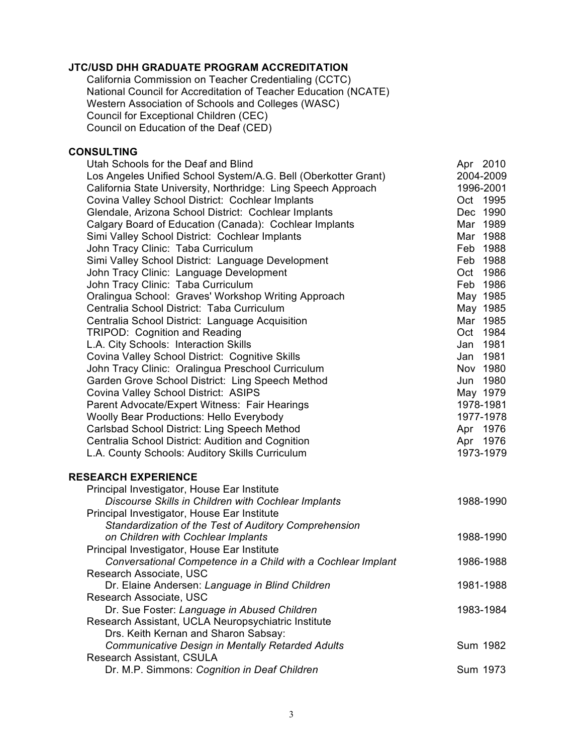## JTC/USD DHH GRADUATE PROGRAM ACCREDITATION

California Commission on Teacher Credentialing (CCTC)
National Council for Accreditation of Teacher Education (NCATE)
Western Association of Schools and Colleges (WASC)
Council for Exceptional Children (CEC)
Council on Education of the Deaf (CED)

## CONSULTING

| | |
|---|---|
| Utah Schools for the Deaf and Blind | Apr 2010 |
| Los Angeles Unified School System/A.G. Bell (Oberkotter Grant) | 2004-2009 |
| California State University, Northridge: Ling Speech Approach | 1996-2001 |
| Covina Valley School District: Cochlear Implants | Oct 1995 |
| Glendale, Arizona School District: Cochlear Implants | Dec 1990 |
| Calgary Board of Education (Canada): Cochlear Implants | Mar 1989 |
| Simi Valley School District: Cochlear Implants | Mar 1988 |
| John Tracy Clinic: Taba Curriculum | Feb 1988 |
| Simi Valley School District: Language Development | Feb 1988 |
| John Tracy Clinic: Language Development | Oct 1986 |
| John Tracy Clinic: Taba Curriculum | Feb 1986 |
| Oralingua School: Graves' Workshop Writing Approach | May 1985 |
| Centralia School District: Taba Curriculum | May 1985 |
| Centralia School District: Language Acquisition | Mar 1985 |
| TRIPOD: Cognition and Reading | Oct 1984 |
| L.A. City Schools: Interaction Skills | Jan 1981 |
| Covina Valley School District: Cognitive Skills | Jan 1981 |
| John Tracy Clinic: Oralingua Preschool Curriculum | Nov 1980 |
| Garden Grove School District: Ling Speech Method | Jun 1980 |
| Covina Valley School District: ASIPS | May 1979 |
| Parent Advocate/Expert Witness: Fair Hearings | 1978-1981 |
| Woolly Bear Productions: Hello Everybody | 1977-1978 |
| Carlsbad School District: Ling Speech Method | Apr 1976 |
| Centralia School District: Audition and Cognition | Apr 1976 |
| L.A. County Schools: Auditory Skills Curriculum | 1973-1979 |

## RESEARCH EXPERIENCE

| | |
|---|---|
| Principal Investigator, House Ear Institute<br>*Discourse Skills in Children with Cochlear Implants* | 1988-1990 |
| Principal Investigator, House Ear Institute<br>*Standardization of the Test of Auditory Comprehension on Children with Cochlear Implants* | 1988-1990 |
| Principal Investigator, House Ear Institute<br>*Conversational Competence in a Child with a Cochlear Implant* | 1986-1988 |
| Research Associate, USC<br>Dr. Elaine Andersen: *Language in Blind Children* | 1981-1988 |
| Research Associate, USC<br>Dr. Sue Foster: *Language in Abused Children* | 1983-1984 |
| Research Assistant, UCLA Neuropsychiatric Institute<br>Drs. Keith Kernan and Sharon Sabsay:<br>*Communicative Design in Mentally Retarded Adults* | Sum 1982 |
| Research Assistant, CSULA<br>Dr. M.P. Simmons: *Cognition in Deaf Children* | Sum 1973 |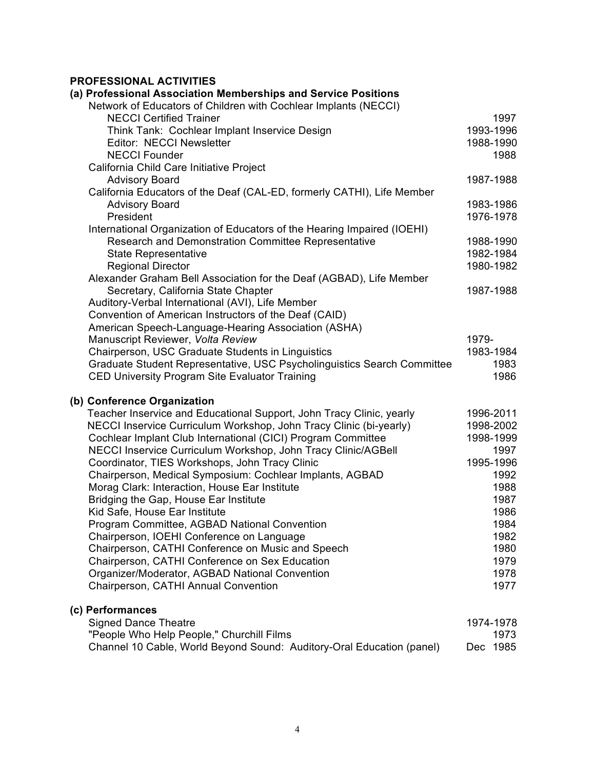## PROFESSIONAL ACTIVITIES

### (a) Professional Association Memberships and Service Positions

| | |
|---|---|
| Network of Educators of Children with Cochlear Implants (NECCI) | |
| NECCI Certified Trainer | 1997 |
| Think Tank: Cochlear Implant Inservice Design | 1993-1996 |
| Editor: NECCI Newsletter | 1988-1990 |
| NECCI Founder | 1988 |
| California Child Care Initiative Project | |
| Advisory Board | 1987-1988 |
| California Educators of the Deaf (CAL-ED, formerly CATHI), Life Member | |
| Advisory Board | 1983-1986 |
| President | 1976-1978 |
| International Organization of Educators of the Hearing Impaired (IOEHI) | |
| Research and Demonstration Committee Representative | 1988-1990 |
| State Representative | 1982-1984 |
| Regional Director | 1980-1982 |
| Alexander Graham Bell Association for the Deaf (AGBAD), Life Member | |
| Secretary, California State Chapter | 1987-1988 |
| Auditory-Verbal International (AVI), Life Member | |
| Convention of American Instructors of the Deaf (CAID) | |
| American Speech-Language-Hearing Association (ASHA) | |
| Manuscript Reviewer, *Volta Review* | 1979- |
| Chairperson, USC Graduate Students in Linguistics | 1983-1984 |
| Graduate Student Representative, USC Psycholinguistics Search Committee | 1983 |
| CED University Program Site Evaluator Training | 1986 |

### (b) Conference Organization

| | |
|---|---|
| Teacher Inservice and Educational Support, John Tracy Clinic, yearly | 1996-2011 |
| NECCI Inservice Curriculum Workshop, John Tracy Clinic (bi-yearly) | 1998-2002 |
| Cochlear Implant Club International (CICI) Program Committee | 1998-1999 |
| NECCI Inservice Curriculum Workshop, John Tracy Clinic/AGBell | 1997 |
| Coordinator, TIES Workshops, John Tracy Clinic | 1995-1996 |
| Chairperson, Medical Symposium: Cochlear Implants, AGBAD | 1992 |
| Morag Clark: Interaction, House Ear Institute | 1988 |
| Bridging the Gap, House Ear Institute | 1987 |
| Kid Safe, House Ear Institute | 1986 |
| Program Committee, AGBAD National Convention | 1984 |
| Chairperson, IOEHI Conference on Language | 1982 |
| Chairperson, CATHI Conference on Music and Speech | 1980 |
| Chairperson, CATHI Conference on Sex Education | 1979 |
| Organizer/Moderator, AGBAD National Convention | 1978 |
| Chairperson, CATHI Annual Convention | 1977 |

### (c) Performances

| | |
|---|---|
| Signed Dance Theatre | 1974-1978 |
| "People Who Help People," Churchill Films | 1973 |
| Channel 10 Cable, World Beyond Sound: Auditory-Oral Education (panel) | Dec 1985 |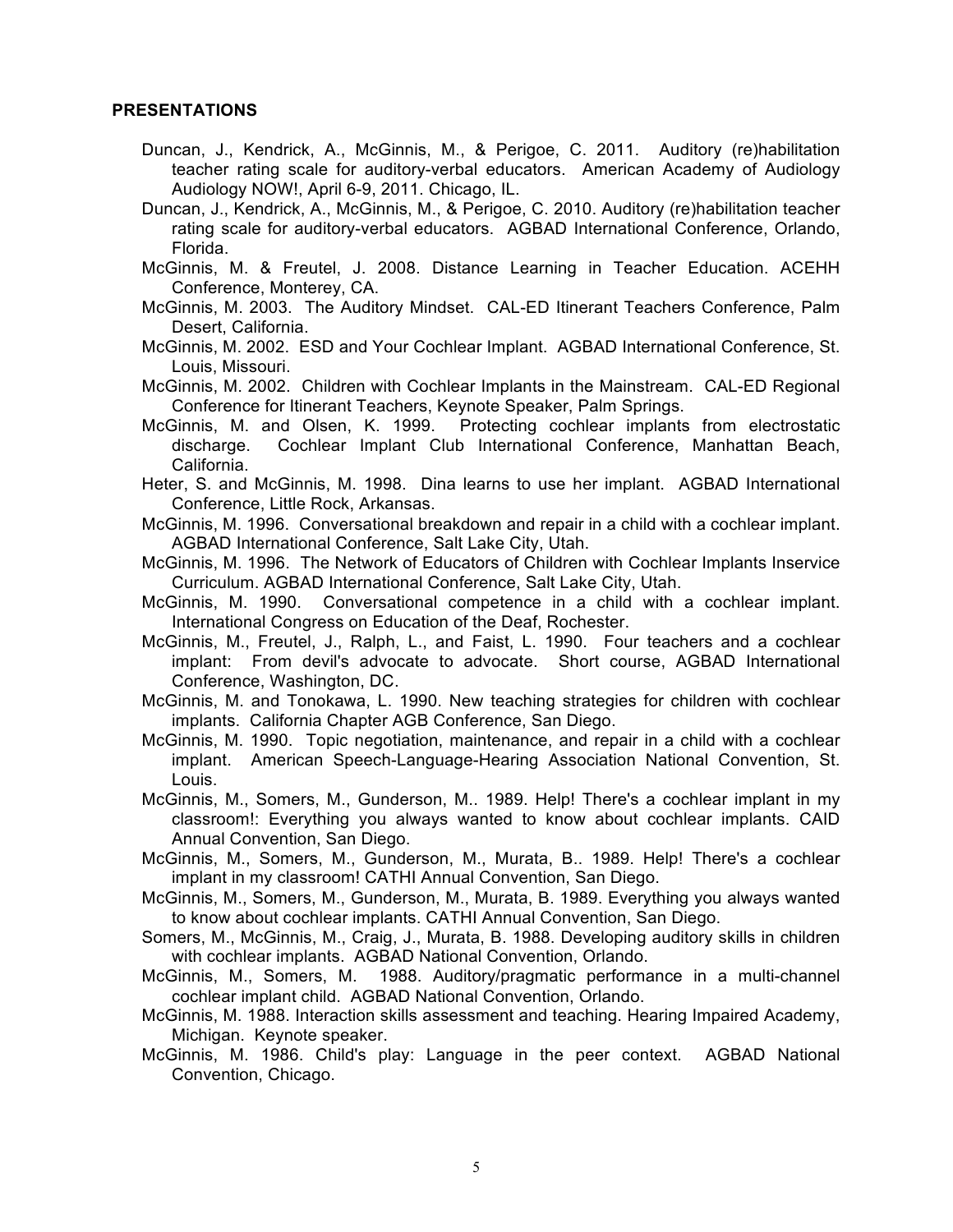## PRESENTATIONS

Duncan, J., Kendrick, A., McGinnis, M., & Perigoe, C. 2011. Auditory (re)habilitation teacher rating scale for auditory-verbal educators. American Academy of Audiology Audiology NOW!, April 6-9, 2011. Chicago, IL.

Duncan, J., Kendrick, A., McGinnis, M., & Perigoe, C. 2010. Auditory (re)habilitation teacher rating scale for auditory-verbal educators. AGBAD International Conference, Orlando, Florida.

McGinnis, M. & Freutel, J. 2008. Distance Learning in Teacher Education. ACEHH Conference, Monterey, CA.

McGinnis, M. 2003. The Auditory Mindset. CAL-ED Itinerant Teachers Conference, Palm Desert, California.

McGinnis, M. 2002. ESD and Your Cochlear Implant. AGBAD International Conference, St. Louis, Missouri.

McGinnis, M. 2002. Children with Cochlear Implants in the Mainstream. CAL-ED Regional Conference for Itinerant Teachers, Keynote Speaker, Palm Springs.

McGinnis, M. and Olsen, K. 1999. Protecting cochlear implants from electrostatic discharge. Cochlear Implant Club International Conference, Manhattan Beach, California.

Heter, S. and McGinnis, M. 1998. Dina learns to use her implant. AGBAD International Conference, Little Rock, Arkansas.

McGinnis, M. 1996. Conversational breakdown and repair in a child with a cochlear implant. AGBAD International Conference, Salt Lake City, Utah.

McGinnis, M. 1996. The Network of Educators of Children with Cochlear Implants Inservice Curriculum. AGBAD International Conference, Salt Lake City, Utah.

McGinnis, M. 1990. Conversational competence in a child with a cochlear implant. International Congress on Education of the Deaf, Rochester.

McGinnis, M., Freutel, J., Ralph, L., and Faist, L. 1990. Four teachers and a cochlear implant: From devil's advocate to advocate. Short course, AGBAD International Conference, Washington, DC.

McGinnis, M. and Tonokawa, L. 1990. New teaching strategies for children with cochlear implants. California Chapter AGB Conference, San Diego.

McGinnis, M. 1990. Topic negotiation, maintenance, and repair in a child with a cochlear implant. American Speech-Language-Hearing Association National Convention, St. Louis.

McGinnis, M., Somers, M., Gunderson, M.. 1989. Help! There's a cochlear implant in my classroom!: Everything you always wanted to know about cochlear implants. CAID Annual Convention, San Diego.

McGinnis, M., Somers, M., Gunderson, M., Murata, B.. 1989. Help! There's a cochlear implant in my classroom! CATHI Annual Convention, San Diego.

McGinnis, M., Somers, M., Gunderson, M., Murata, B. 1989. Everything you always wanted to know about cochlear implants. CATHI Annual Convention, San Diego.

Somers, M., McGinnis, M., Craig, J., Murata, B. 1988. Developing auditory skills in children with cochlear implants. AGBAD National Convention, Orlando.

McGinnis, M., Somers, M. 1988. Auditory/pragmatic performance in a multi-channel cochlear implant child. AGBAD National Convention, Orlando.

McGinnis, M. 1988. Interaction skills assessment and teaching. Hearing Impaired Academy, Michigan. Keynote speaker.

McGinnis, M. 1986. Child's play: Language in the peer context. AGBAD National Convention, Chicago.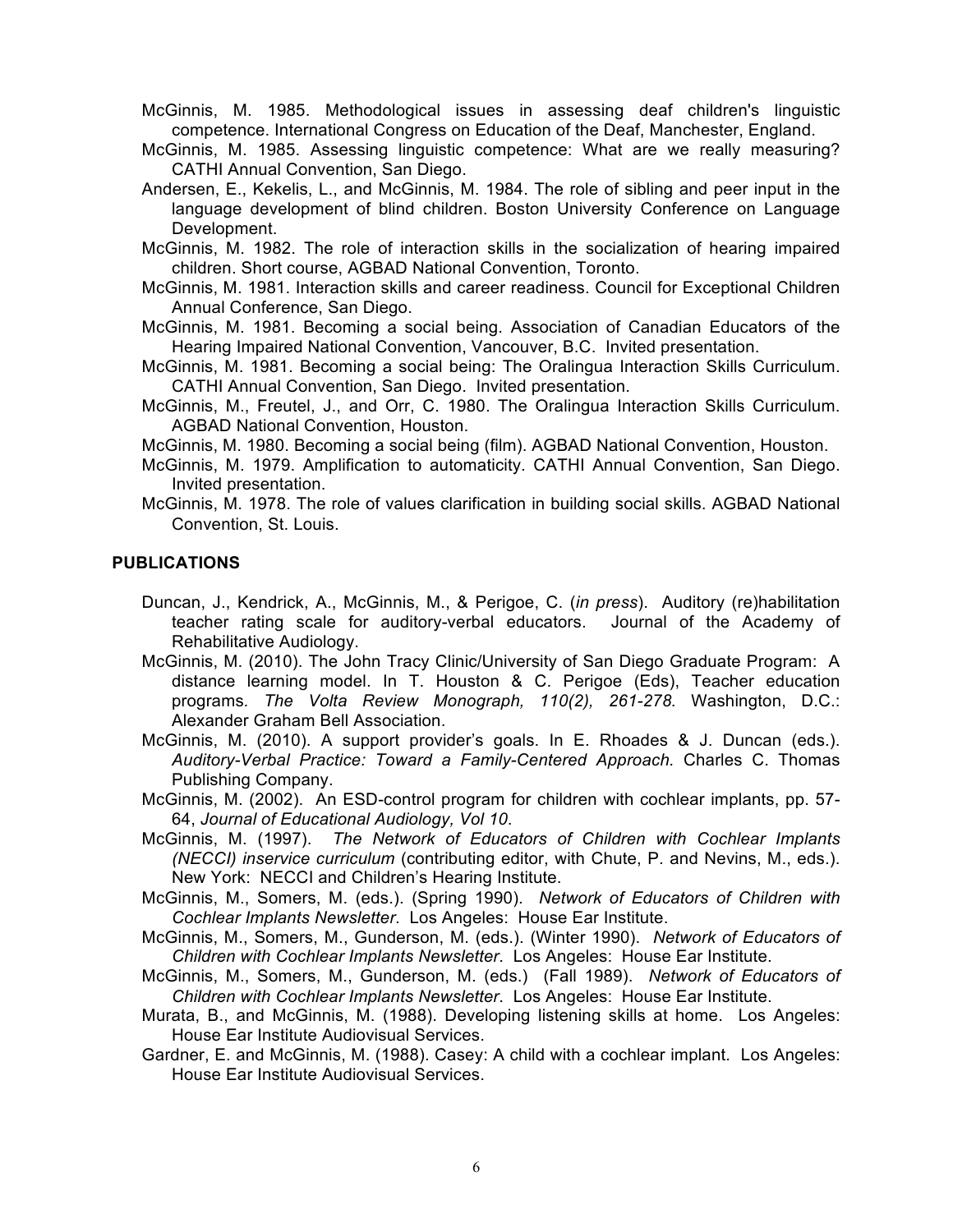McGinnis, M. 1985. Methodological issues in assessing deaf children's linguistic competence. International Congress on Education of the Deaf, Manchester, England.

McGinnis, M. 1985. Assessing linguistic competence: What are we really measuring? CATHI Annual Convention, San Diego.

Andersen, E., Kekelis, L., and McGinnis, M. 1984. The role of sibling and peer input in the language development of blind children. Boston University Conference on Language Development.

McGinnis, M. 1982. The role of interaction skills in the socialization of hearing impaired children. Short course, AGBAD National Convention, Toronto.

McGinnis, M. 1981. Interaction skills and career readiness. Council for Exceptional Children Annual Conference, San Diego.

McGinnis, M. 1981. Becoming a social being. Association of Canadian Educators of the Hearing Impaired National Convention, Vancouver, B.C. Invited presentation.

McGinnis, M. 1981. Becoming a social being: The Oralingua Interaction Skills Curriculum. CATHI Annual Convention, San Diego. Invited presentation.

McGinnis, M., Freutel, J., and Orr, C. 1980. The Oralingua Interaction Skills Curriculum. AGBAD National Convention, Houston.

McGinnis, M. 1980. Becoming a social being (film). AGBAD National Convention, Houston.

McGinnis, M. 1979. Amplification to automaticity. CATHI Annual Convention, San Diego. Invited presentation.

McGinnis, M. 1978. The role of values clarification in building social skills. AGBAD National Convention, St. Louis.

**PUBLICATIONS**

Duncan, J., Kendrick, A., McGinnis, M., & Perigoe, C. (*in press*). Auditory (re)habilitation teacher rating scale for auditory-verbal educators. Journal of the Academy of Rehabilitative Audiology.

McGinnis, M. (2010). The John Tracy Clinic/University of San Diego Graduate Program: A distance learning model. In T. Houston & C. Perigoe (Eds), Teacher education programs. *The Volta Review Monograph, 110(2), 261-278.* Washington, D.C.: Alexander Graham Bell Association.

McGinnis, M. (2010). A support provider's goals. In E. Rhoades & J. Duncan (eds.). *Auditory-Verbal Practice: Toward a Family-Centered Approach.* Charles C. Thomas Publishing Company.

McGinnis, M. (2002). An ESD-control program for children with cochlear implants, pp. 57-64, *Journal of Educational Audiology, Vol 10*.

McGinnis, M. (1997). *The Network of Educators of Children with Cochlear Implants (NECCI) inservice curriculum* (contributing editor, with Chute, P. and Nevins, M., eds.). New York: NECCI and Children's Hearing Institute.

McGinnis, M., Somers, M. (eds.). (Spring 1990). *Network of Educators of Children with Cochlear Implants Newsletter*. Los Angeles: House Ear Institute.

McGinnis, M., Somers, M., Gunderson, M. (eds.). (Winter 1990). *Network of Educators of Children with Cochlear Implants Newsletter*. Los Angeles: House Ear Institute.

McGinnis, M., Somers, M., Gunderson, M. (eds.) (Fall 1989). *Network of Educators of Children with Cochlear Implants Newsletter*. Los Angeles: House Ear Institute.

Murata, B., and McGinnis, M. (1988). Developing listening skills at home. Los Angeles: House Ear Institute Audiovisual Services.

Gardner, E. and McGinnis, M. (1988). Casey: A child with a cochlear implant. Los Angeles: House Ear Institute Audiovisual Services.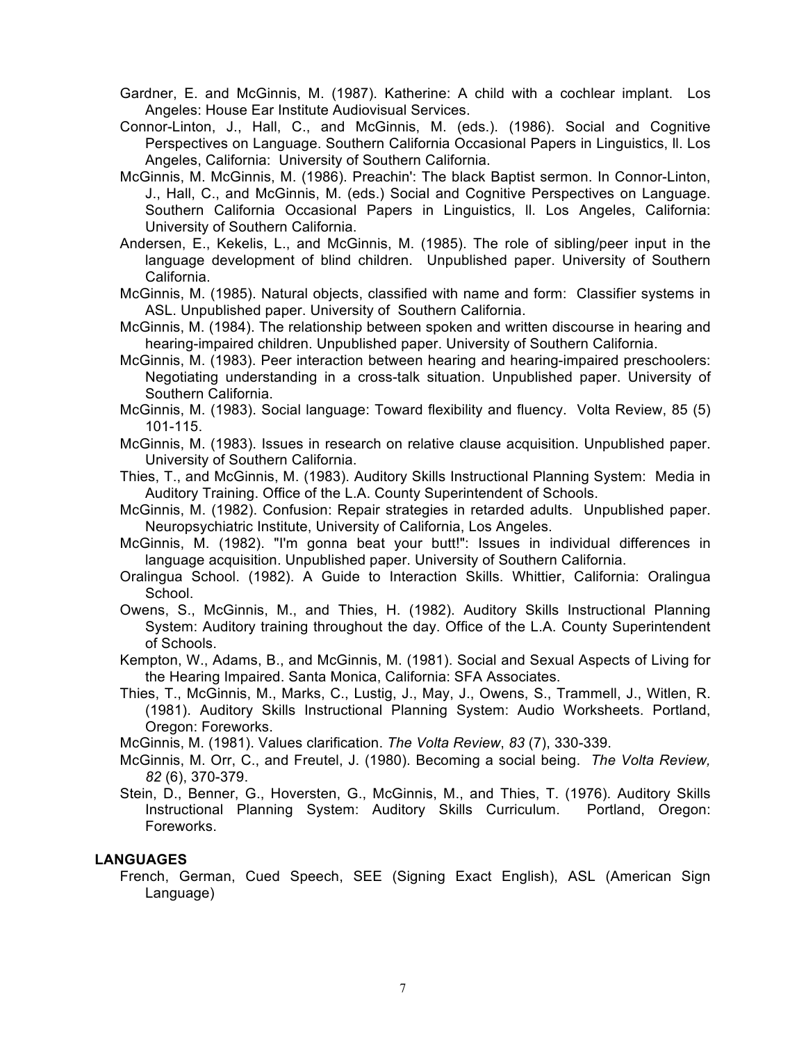Gardner, E. and McGinnis, M. (1987). Katherine: A child with a cochlear implant. Los Angeles: House Ear Institute Audiovisual Services.

Connor-Linton, J., Hall, C., and McGinnis, M. (eds.). (1986). Social and Cognitive Perspectives on Language. Southern California Occasional Papers in Linguistics, ll. Los Angeles, California: University of Southern California.

McGinnis, M. McGinnis, M. (1986). Preachin': The black Baptist sermon. In Connor-Linton, J., Hall, C., and McGinnis, M. (eds.) Social and Cognitive Perspectives on Language. Southern California Occasional Papers in Linguistics, ll. Los Angeles, California: University of Southern California.

Andersen, E., Kekelis, L., and McGinnis, M. (1985). The role of sibling/peer input in the language development of blind children. Unpublished paper. University of Southern California.

McGinnis, M. (1985). Natural objects, classified with name and form: Classifier systems in ASL. Unpublished paper. University of Southern California.

McGinnis, M. (1984). The relationship between spoken and written discourse in hearing and hearing-impaired children. Unpublished paper. University of Southern California.

McGinnis, M. (1983). Peer interaction between hearing and hearing-impaired preschoolers: Negotiating understanding in a cross-talk situation. Unpublished paper. University of Southern California.

McGinnis, M. (1983). Social language: Toward flexibility and fluency. Volta Review, 85 (5) 101-115.

McGinnis, M. (1983). Issues in research on relative clause acquisition. Unpublished paper. University of Southern California.

Thies, T., and McGinnis, M. (1983). Auditory Skills Instructional Planning System: Media in Auditory Training. Office of the L.A. County Superintendent of Schools.

McGinnis, M. (1982). Confusion: Repair strategies in retarded adults. Unpublished paper. Neuropsychiatric Institute, University of California, Los Angeles.

McGinnis, M. (1982). "I'm gonna beat your butt!": Issues in individual differences in language acquisition. Unpublished paper. University of Southern California.

Oralingua School. (1982). A Guide to Interaction Skills. Whittier, California: Oralingua School.

Owens, S., McGinnis, M., and Thies, H. (1982). Auditory Skills Instructional Planning System: Auditory training throughout the day. Office of the L.A. County Superintendent of Schools.

Kempton, W., Adams, B., and McGinnis, M. (1981). Social and Sexual Aspects of Living for the Hearing Impaired. Santa Monica, California: SFA Associates.

Thies, T., McGinnis, M., Marks, C., Lustig, J., May, J., Owens, S., Trammell, J., Witlen, R. (1981). Auditory Skills Instructional Planning System: Audio Worksheets. Portland, Oregon: Foreworks.

McGinnis, M. (1981). Values clarification. *The Volta Review*, *83* (7), 330-339.

McGinnis, M. Orr, C., and Freutel, J. (1980). Becoming a social being. *The Volta Review, 82* (6), 370-379.

Stein, D., Benner, G., Hoversten, G., McGinnis, M., and Thies, T. (1976). Auditory Skills Instructional Planning System: Auditory Skills Curriculum. Portland, Oregon: Foreworks.

## LANGUAGES

French, German, Cued Speech, SEE (Signing Exact English), ASL (American Sign Language)